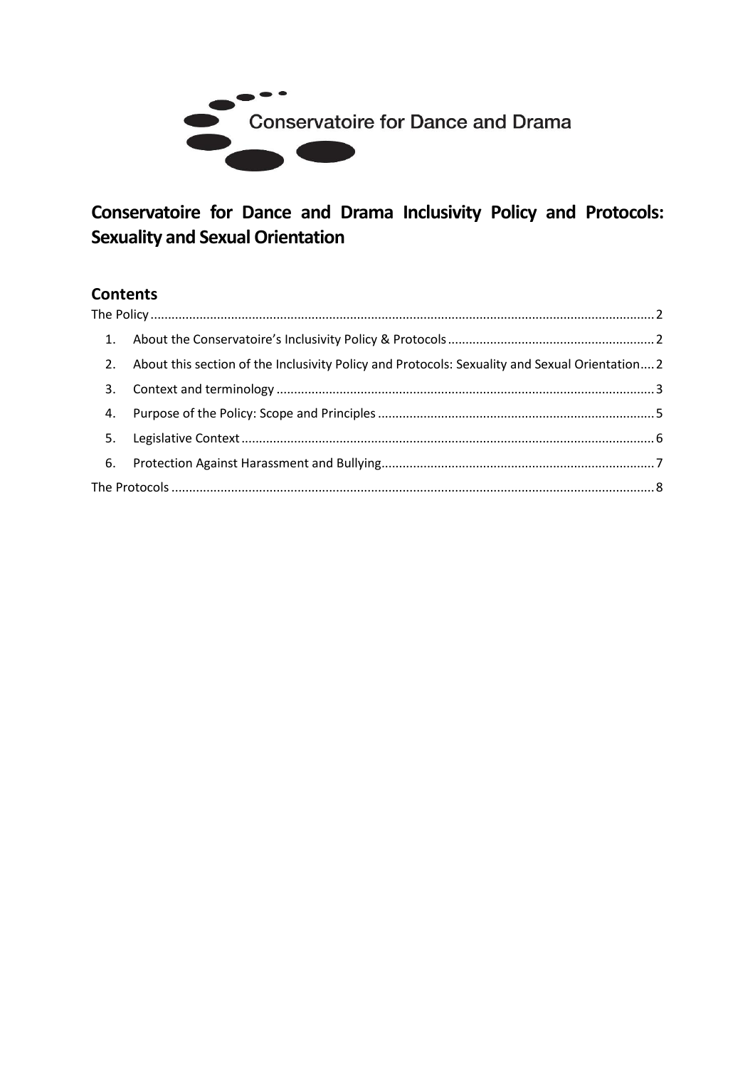Conservatoire for Dance and Drama

# Conservatoire for Dance and Drama Inclusivity Policy and Protocols: Sexuality and Sexual Orientation

## Contents

The Policy ........ 2

1. About the Conservatoire's Inclusivity Policy & Protocols ........ 2
2. About this section of the Inclusivity Policy and Protocols: Sexuality and Sexual Orientation ........ 2
3. Context and terminology ........ 3
4. Purpose of the Policy: Scope and Principles ........ 5
5. Legislative Context ........ 6
6. Protection Against Harassment and Bullying ........ 7

The Protocols ........ 8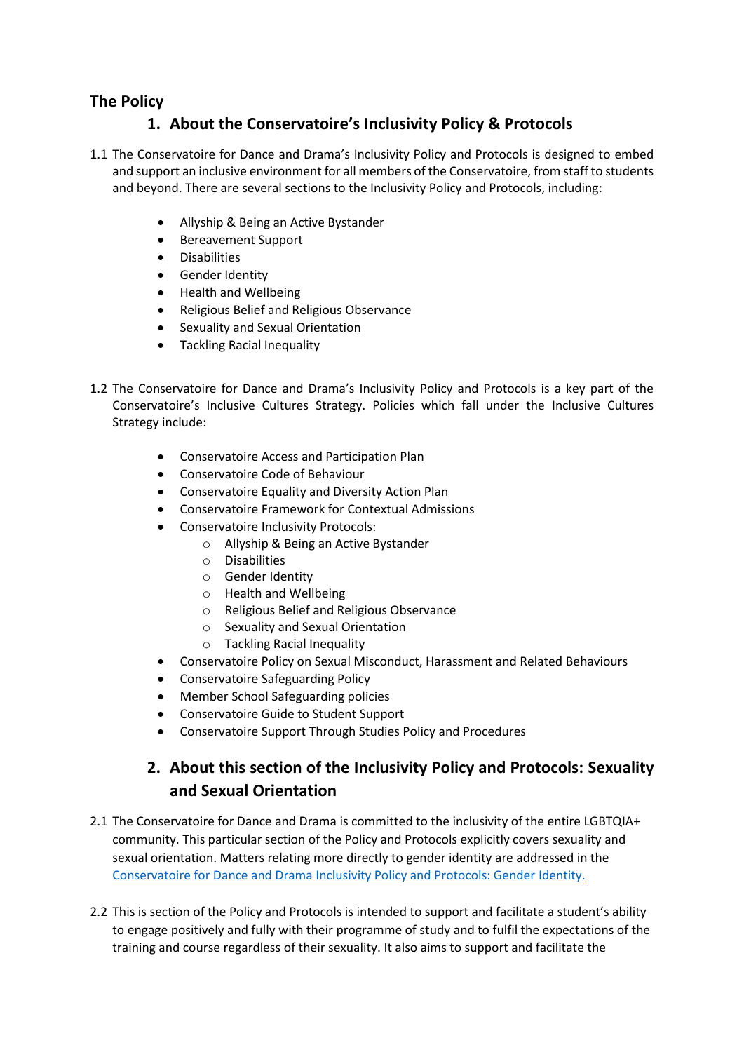# The Policy

## 1. About the Conservatoire's Inclusivity Policy & Protocols

1.1 The Conservatoire for Dance and Drama's Inclusivity Policy and Protocols is designed to embed and support an inclusive environment for all members of the Conservatoire, from staff to students and beyond. There are several sections to the Inclusivity Policy and Protocols, including:

- Allyship & Being an Active Bystander
- Bereavement Support
- Disabilities
- Gender Identity
- Health and Wellbeing
- Religious Belief and Religious Observance
- Sexuality and Sexual Orientation
- Tackling Racial Inequality

1.2 The Conservatoire for Dance and Drama's Inclusivity Policy and Protocols is a key part of the Conservatoire's Inclusive Cultures Strategy. Policies which fall under the Inclusive Cultures Strategy include:

- Conservatoire Access and Participation Plan
- Conservatoire Code of Behaviour
- Conservatoire Equality and Diversity Action Plan
- Conservatoire Framework for Contextual Admissions
- Conservatoire Inclusivity Protocols:
  - Allyship & Being an Active Bystander
  - Disabilities
  - Gender Identity
  - Health and Wellbeing
  - Religious Belief and Religious Observance
  - Sexuality and Sexual Orientation
  - Tackling Racial Inequality
- Conservatoire Policy on Sexual Misconduct, Harassment and Related Behaviours
- Conservatoire Safeguarding Policy
- Member School Safeguarding policies
- Conservatoire Guide to Student Support
- Conservatoire Support Through Studies Policy and Procedures

## 2. About this section of the Inclusivity Policy and Protocols: Sexuality and Sexual Orientation

2.1 The Conservatoire for Dance and Drama is committed to the inclusivity of the entire LGBTQIA+ community. This particular section of the Policy and Protocols explicitly covers sexuality and sexual orientation. Matters relating more directly to gender identity are addressed in the Conservatoire for Dance and Drama Inclusivity Policy and Protocols: Gender Identity.

2.2 This is section of the Policy and Protocols is intended to support and facilitate a student's ability to engage positively and fully with their programme of study and to fulfil the expectations of the training and course regardless of their sexuality. It also aims to support and facilitate the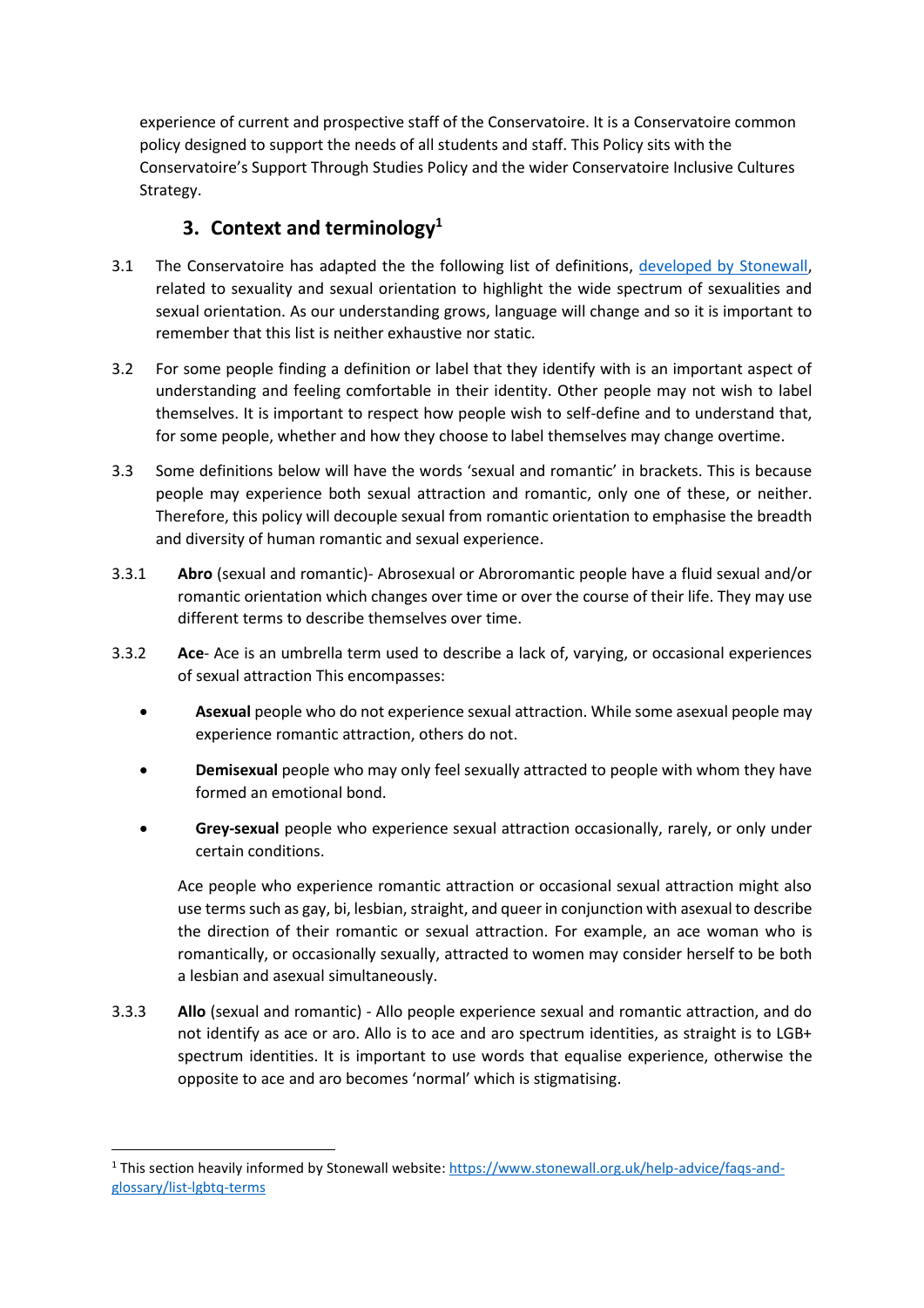experience of current and prospective staff of the Conservatoire. It is a Conservatoire common policy designed to support the needs of all students and staff. This Policy sits with the Conservatoire's Support Through Studies Policy and the wider Conservatoire Inclusive Cultures Strategy.

## 3. Context and terminology[1]

3.1 The Conservatoire has adapted the the following list of definitions, [developed by Stonewall](https://www.stonewall.org.uk/help-advice/faqs-and-glossary/list-lgbtq-terms), related to sexuality and sexual orientation to highlight the wide spectrum of sexualities and sexual orientation. As our understanding grows, language will change and so it is important to remember that this list is neither exhaustive nor static.

3.2 For some people finding a definition or label that they identify with is an important aspect of understanding and feeling comfortable in their identity. Other people may not wish to label themselves. It is important to respect how people wish to self-define and to understand that, for some people, whether and how they choose to label themselves may change overtime.

3.3 Some definitions below will have the words 'sexual and romantic' in brackets. This is because people may experience both sexual attraction and romantic, only one of these, or neither. Therefore, this policy will decouple sexual from romantic orientation to emphasise the breadth and diversity of human romantic and sexual experience.

3.3.1 **Abro** (sexual and romantic)- Abrosexual or Abroromantic people have a fluid sexual and/or romantic orientation which changes over time or over the course of their life. They may use different terms to describe themselves over time.

3.3.2 **Ace**- Ace is an umbrella term used to describe a lack of, varying, or occasional experiences of sexual attraction This encompasses:

- **Asexual** people who do not experience sexual attraction. While some asexual people may experience romantic attraction, others do not.
- **Demisexual** people who may only feel sexually attracted to people with whom they have formed an emotional bond.
- **Grey-sexual** people who experience sexual attraction occasionally, rarely, or only under certain conditions.

Ace people who experience romantic attraction or occasional sexual attraction might also use terms such as gay, bi, lesbian, straight, and queer in conjunction with asexual to describe the direction of their romantic or sexual attraction. For example, an ace woman who is romantically, or occasionally sexually, attracted to women may consider herself to be both a lesbian and asexual simultaneously.

3.3.3 **Allo** (sexual and romantic) - Allo people experience sexual and romantic attraction, and do not identify as ace or aro. Allo is to ace and aro spectrum identities, as straight is to LGB+ spectrum identities. It is important to use words that equalise experience, otherwise the opposite to ace and aro becomes 'normal' which is stigmatising.

---

[1] This section heavily informed by Stonewall website: [https://www.stonewall.org.uk/help-advice/faqs-and-glossary/list-lgbtq-terms](https://www.stonewall.org.uk/help-advice/faqs-and-glossary/list-lgbtq-terms)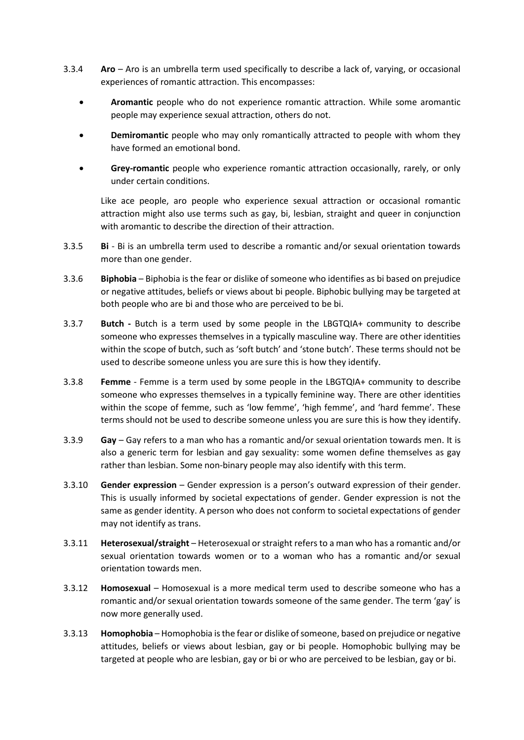3.3.4 **Aro** – Aro is an umbrella term used specifically to describe a lack of, varying, or occasional experiences of romantic attraction. This encompasses:

- **Aromantic** people who do not experience romantic attraction. While some aromantic people may experience sexual attraction, others do not.
- **Demiromantic** people who may only romantically attracted to people with whom they have formed an emotional bond.
- **Grey-romantic** people who experience romantic attraction occasionally, rarely, or only under certain conditions.

Like ace people, aro people who experience sexual attraction or occasional romantic attraction might also use terms such as gay, bi, lesbian, straight and queer in conjunction with aromantic to describe the direction of their attraction.

3.3.5 **Bi** - Bi is an umbrella term used to describe a romantic and/or sexual orientation towards more than one gender.

3.3.6 **Biphobia** – Biphobia is the fear or dislike of someone who identifies as bi based on prejudice or negative attitudes, beliefs or views about bi people. Biphobic bullying may be targeted at both people who are bi and those who are perceived to be bi.

3.3.7 **Butch -** Butch is a term used by some people in the LBGTQIA+ community to describe someone who expresses themselves in a typically masculine way. There are other identities within the scope of butch, such as 'soft butch' and 'stone butch'. These terms should not be used to describe someone unless you are sure this is how they identify.

3.3.8 **Femme** - Femme is a term used by some people in the LBGTQIA+ community to describe someone who expresses themselves in a typically feminine way. There are other identities within the scope of femme, such as 'low femme', 'high femme', and 'hard femme'. These terms should not be used to describe someone unless you are sure this is how they identify.

3.3.9 **Gay** – Gay refers to a man who has a romantic and/or sexual orientation towards men. It is also a generic term for lesbian and gay sexuality: some women define themselves as gay rather than lesbian. Some non-binary people may also identify with this term.

3.3.10 **Gender expression** – Gender expression is a person's outward expression of their gender. This is usually informed by societal expectations of gender. Gender expression is not the same as gender identity. A person who does not conform to societal expectations of gender may not identify as trans.

3.3.11 **Heterosexual/straight** – Heterosexual or straight refers to a man who has a romantic and/or sexual orientation towards women or to a woman who has a romantic and/or sexual orientation towards men.

3.3.12 **Homosexual** – Homosexual is a more medical term used to describe someone who has a romantic and/or sexual orientation towards someone of the same gender. The term 'gay' is now more generally used.

3.3.13 **Homophobia** – Homophobia is the fear or dislike of someone, based on prejudice or negative attitudes, beliefs or views about lesbian, gay or bi people. Homophobic bullying may be targeted at people who are lesbian, gay or bi or who are perceived to be lesbian, gay or bi.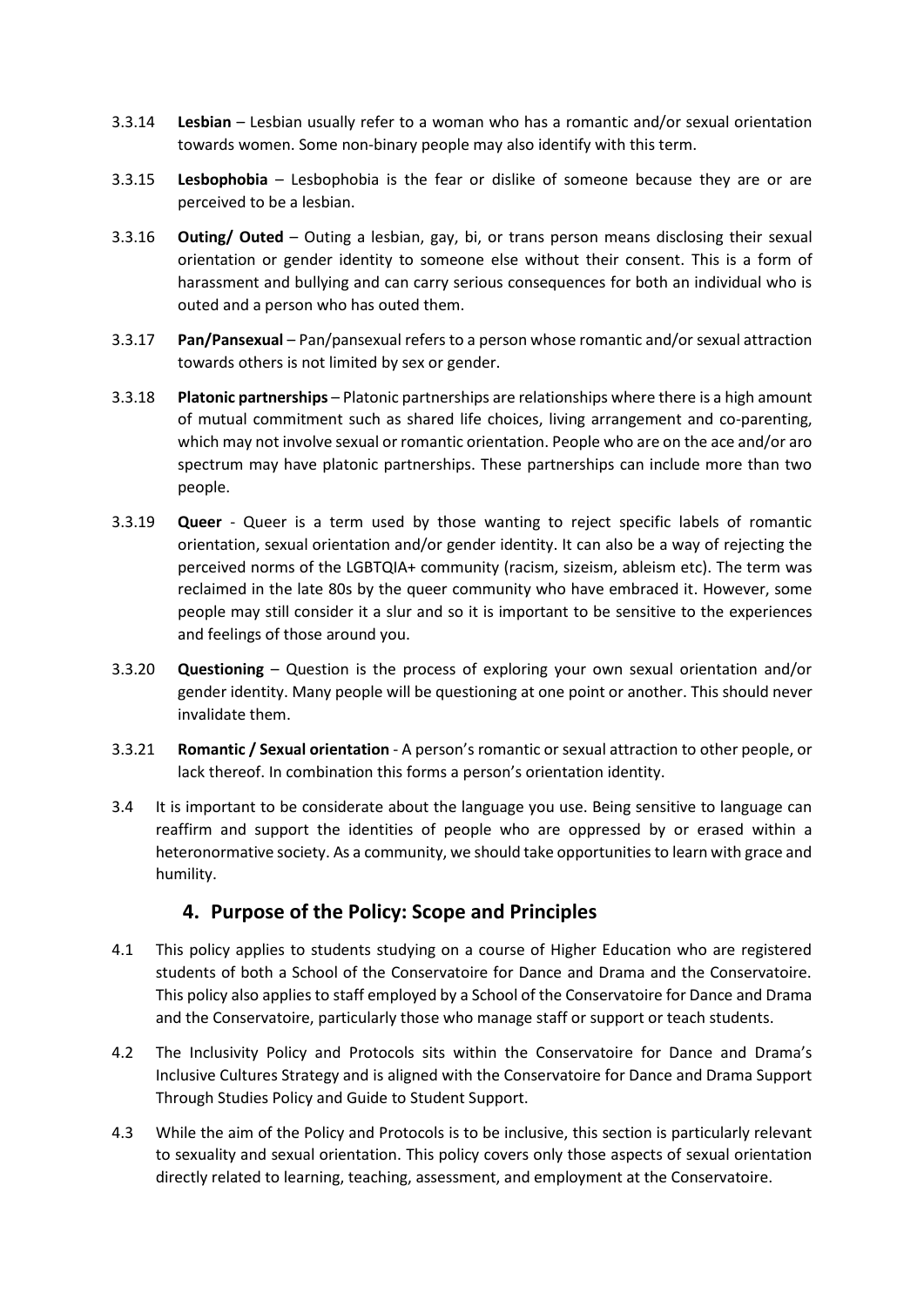3.3.14 **Lesbian** – Lesbian usually refer to a woman who has a romantic and/or sexual orientation towards women. Some non-binary people may also identify with this term.

3.3.15 **Lesbophobia** – Lesbophobia is the fear or dislike of someone because they are or are perceived to be a lesbian.

3.3.16 **Outing/ Outed** – Outing a lesbian, gay, bi, or trans person means disclosing their sexual orientation or gender identity to someone else without their consent. This is a form of harassment and bullying and can carry serious consequences for both an individual who is outed and a person who has outed them.

3.3.17 **Pan/Pansexual** – Pan/pansexual refers to a person whose romantic and/or sexual attraction towards others is not limited by sex or gender.

3.3.18 **Platonic partnerships** – Platonic partnerships are relationships where there is a high amount of mutual commitment such as shared life choices, living arrangement and co-parenting, which may not involve sexual or romantic orientation. People who are on the ace and/or aro spectrum may have platonic partnerships. These partnerships can include more than two people.

3.3.19 **Queer** - Queer is a term used by those wanting to reject specific labels of romantic orientation, sexual orientation and/or gender identity. It can also be a way of rejecting the perceived norms of the LGBTQIA+ community (racism, sizeism, ableism etc). The term was reclaimed in the late 80s by the queer community who have embraced it. However, some people may still consider it a slur and so it is important to be sensitive to the experiences and feelings of those around you.

3.3.20 **Questioning** – Question is the process of exploring your own sexual orientation and/or gender identity. Many people will be questioning at one point or another. This should never invalidate them.

3.3.21 **Romantic / Sexual orientation** - A person's romantic or sexual attraction to other people, or lack thereof. In combination this forms a person's orientation identity.

3.4 It is important to be considerate about the language you use. Being sensitive to language can reaffirm and support the identities of people who are oppressed by or erased within a heteronormative society. As a community, we should take opportunities to learn with grace and humility.

## 4. Purpose of the Policy: Scope and Principles

4.1 This policy applies to students studying on a course of Higher Education who are registered students of both a School of the Conservatoire for Dance and Drama and the Conservatoire. This policy also applies to staff employed by a School of the Conservatoire for Dance and Drama and the Conservatoire, particularly those who manage staff or support or teach students.

4.2 The Inclusivity Policy and Protocols sits within the Conservatoire for Dance and Drama's Inclusive Cultures Strategy and is aligned with the Conservatoire for Dance and Drama Support Through Studies Policy and Guide to Student Support.

4.3 While the aim of the Policy and Protocols is to be inclusive, this section is particularly relevant to sexuality and sexual orientation. This policy covers only those aspects of sexual orientation directly related to learning, teaching, assessment, and employment at the Conservatoire.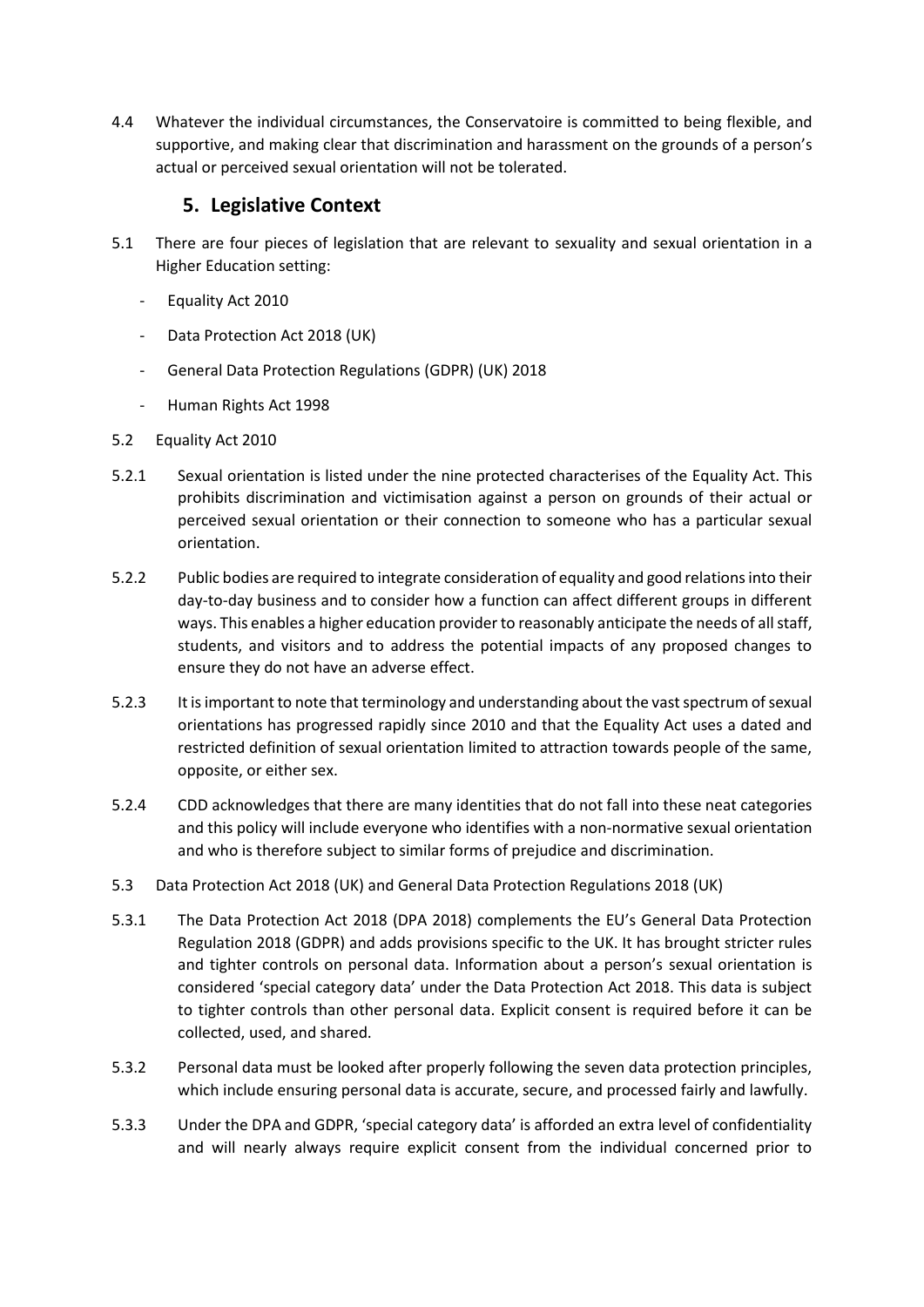4.4 Whatever the individual circumstances, the Conservatoire is committed to being flexible, and supportive, and making clear that discrimination and harassment on the grounds of a person's actual or perceived sexual orientation will not be tolerated.

## 5. Legislative Context

5.1 There are four pieces of legislation that are relevant to sexuality and sexual orientation in a Higher Education setting:

- Equality Act 2010
- Data Protection Act 2018 (UK)
- General Data Protection Regulations (GDPR) (UK) 2018
- Human Rights Act 1998

5.2 Equality Act 2010

5.2.1 Sexual orientation is listed under the nine protected characterises of the Equality Act. This prohibits discrimination and victimisation against a person on grounds of their actual or perceived sexual orientation or their connection to someone who has a particular sexual orientation.

5.2.2 Public bodies are required to integrate consideration of equality and good relations into their day-to-day business and to consider how a function can affect different groups in different ways. This enables a higher education provider to reasonably anticipate the needs of all staff, students, and visitors and to address the potential impacts of any proposed changes to ensure they do not have an adverse effect.

5.2.3 It is important to note that terminology and understanding about the vast spectrum of sexual orientations has progressed rapidly since 2010 and that the Equality Act uses a dated and restricted definition of sexual orientation limited to attraction towards people of the same, opposite, or either sex.

5.2.4 CDD acknowledges that there are many identities that do not fall into these neat categories and this policy will include everyone who identifies with a non-normative sexual orientation and who is therefore subject to similar forms of prejudice and discrimination.

5.3 Data Protection Act 2018 (UK) and General Data Protection Regulations 2018 (UK)

5.3.1 The Data Protection Act 2018 (DPA 2018) complements the EU's General Data Protection Regulation 2018 (GDPR) and adds provisions specific to the UK. It has brought stricter rules and tighter controls on personal data. Information about a person's sexual orientation is considered 'special category data' under the Data Protection Act 2018. This data is subject to tighter controls than other personal data. Explicit consent is required before it can be collected, used, and shared.

5.3.2 Personal data must be looked after properly following the seven data protection principles, which include ensuring personal data is accurate, secure, and processed fairly and lawfully.

5.3.3 Under the DPA and GDPR, 'special category data' is afforded an extra level of confidentiality and will nearly always require explicit consent from the individual concerned prior to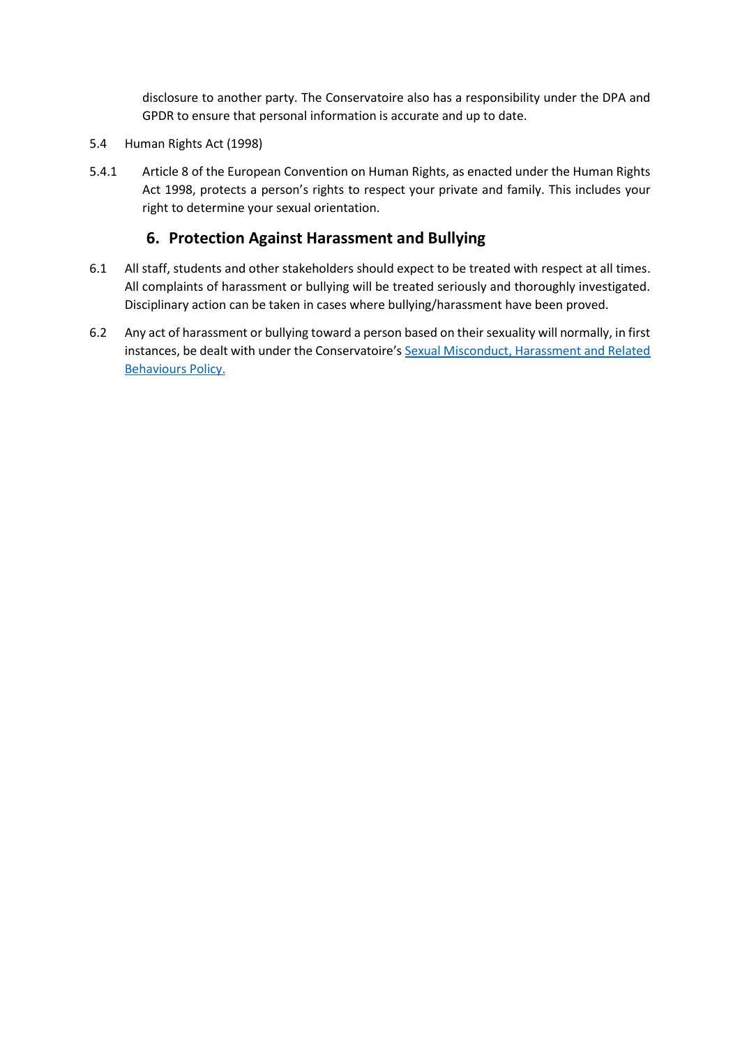disclosure to another party. The Conservatoire also has a responsibility under the DPA and GPDR to ensure that personal information is accurate and up to date.

5.4 Human Rights Act (1998)

5.4.1 Article 8 of the European Convention on Human Rights, as enacted under the Human Rights Act 1998, protects a person's rights to respect your private and family. This includes your right to determine your sexual orientation.

## 6. Protection Against Harassment and Bullying

6.1 All staff, students and other stakeholders should expect to be treated with respect at all times. All complaints of harassment or bullying will be treated seriously and thoroughly investigated. Disciplinary action can be taken in cases where bullying/harassment have been proved.

6.2 Any act of harassment or bullying toward a person based on their sexuality will normally, in first instances, be dealt with under the Conservatoire's Sexual Misconduct, Harassment and Related Behaviours Policy.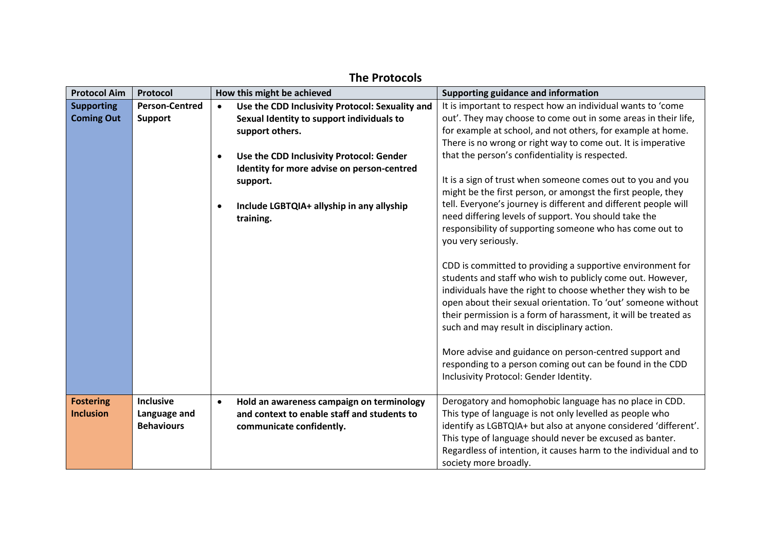## The Protocols

| Protocol Aim | Protocol | How this might be achieved | Supporting guidance and information |
|---|---|---|---|
| **Supporting Coming Out** | **Person-Centred Support** | • **Use the CDD Inclusivity Protocol: Sexuality and Sexual Identity to support individuals to support others.**<br><br>• **Use the CDD Inclusivity Protocol: Gender Identity for more advise on person-centred support.**<br><br>• **Include LGBTQIA+ allyship in any allyship training.** | It is important to respect how an individual wants to 'come out'. They may choose to come out in some areas in their life, for example at school, and not others, for example at home. There is no wrong or right way to come out. It is imperative that the person's confidentiality is respected.<br><br>It is a sign of trust when someone comes out to you and you might be the first person, or amongst the first people, they tell. Everyone's journey is different and different people will need differing levels of support. You should take the responsibility of supporting someone who has come out to you very seriously.<br><br>CDD is committed to providing a supportive environment for students and staff who wish to publicly come out. However, individuals have the right to choose whether they wish to be open about their sexual orientation. To 'out' someone without their permission is a form of harassment, it will be treated as such and may result in disciplinary action.<br><br>More advise and guidance on person-centred support and responding to a person coming out can be found in the CDD Inclusivity Protocol: Gender Identity. |
| **Fostering Inclusion** | **Inclusive Language and Behaviours** | • **Hold an awareness campaign on terminology and context to enable staff and students to communicate confidently.** | Derogatory and homophobic language has no place in CDD. This type of language is not only levelled as people who identify as LGBTQIA+ but also at anyone considered 'different'. This type of language should never be excused as banter. Regardless of intention, it causes harm to the individual and to society more broadly. |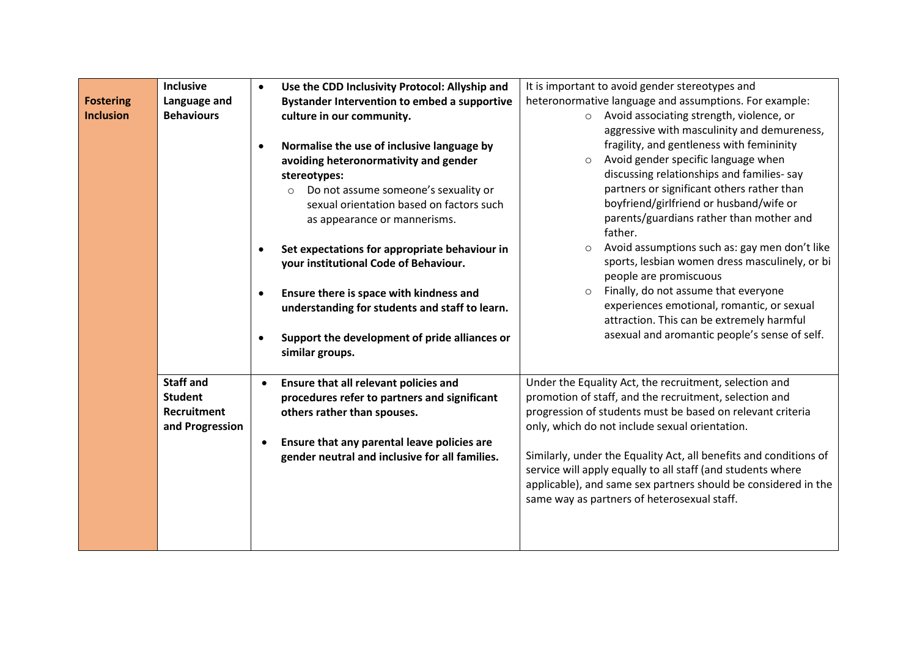| | | | |
|---|---|---|---|
| **Fostering Inclusion** | **Inclusive Language and Behaviours** | • **Use the CDD Inclusivity Protocol: Allyship and Bystander Intervention to embed a supportive culture in our community.**<br><br>• **Normalise the use of inclusive language by avoiding heteronormativity and gender stereotypes:**<br>  ○ Do not assume someone's sexuality or sexual orientation based on factors such as appearance or mannerisms.<br><br>• **Set expectations for appropriate behaviour in your institutional Code of Behaviour.**<br><br>• **Ensure there is space with kindness and understanding for students and staff to learn.**<br><br>• **Support the development of pride alliances or similar groups.** | It is important to avoid gender stereotypes and heteronormative language and assumptions. For example:<br>○ Avoid associating strength, violence, or aggressive with masculinity and demureness, fragility, and gentleness with femininity<br>○ Avoid gender specific language when discussing relationships and families- say partners or significant others rather than boyfriend/girlfriend or husband/wife or parents/guardians rather than mother and father.<br>○ Avoid assumptions such as: gay men don't like sports, lesbian women dress masculinely, or bi people are promiscuous<br>○ Finally, do not assume that everyone experiences emotional, romantic, or sexual attraction. This can be extremely harmful asexual and aromantic people's sense of self. |
| | **Staff and Student Recruitment and Progression** | • **Ensure that all relevant policies and procedures refer to partners and significant others rather than spouses.**<br><br>• **Ensure that any parental leave policies are gender neutral and inclusive for all families.** | Under the Equality Act, the recruitment, selection and promotion of staff, and the recruitment, selection and progression of students must be based on relevant criteria only, which do not include sexual orientation.<br><br>Similarly, under the Equality Act, all benefits and conditions of service will apply equally to all staff (and students where applicable), and same sex partners should be considered in the same way as partners of heterosexual staff. |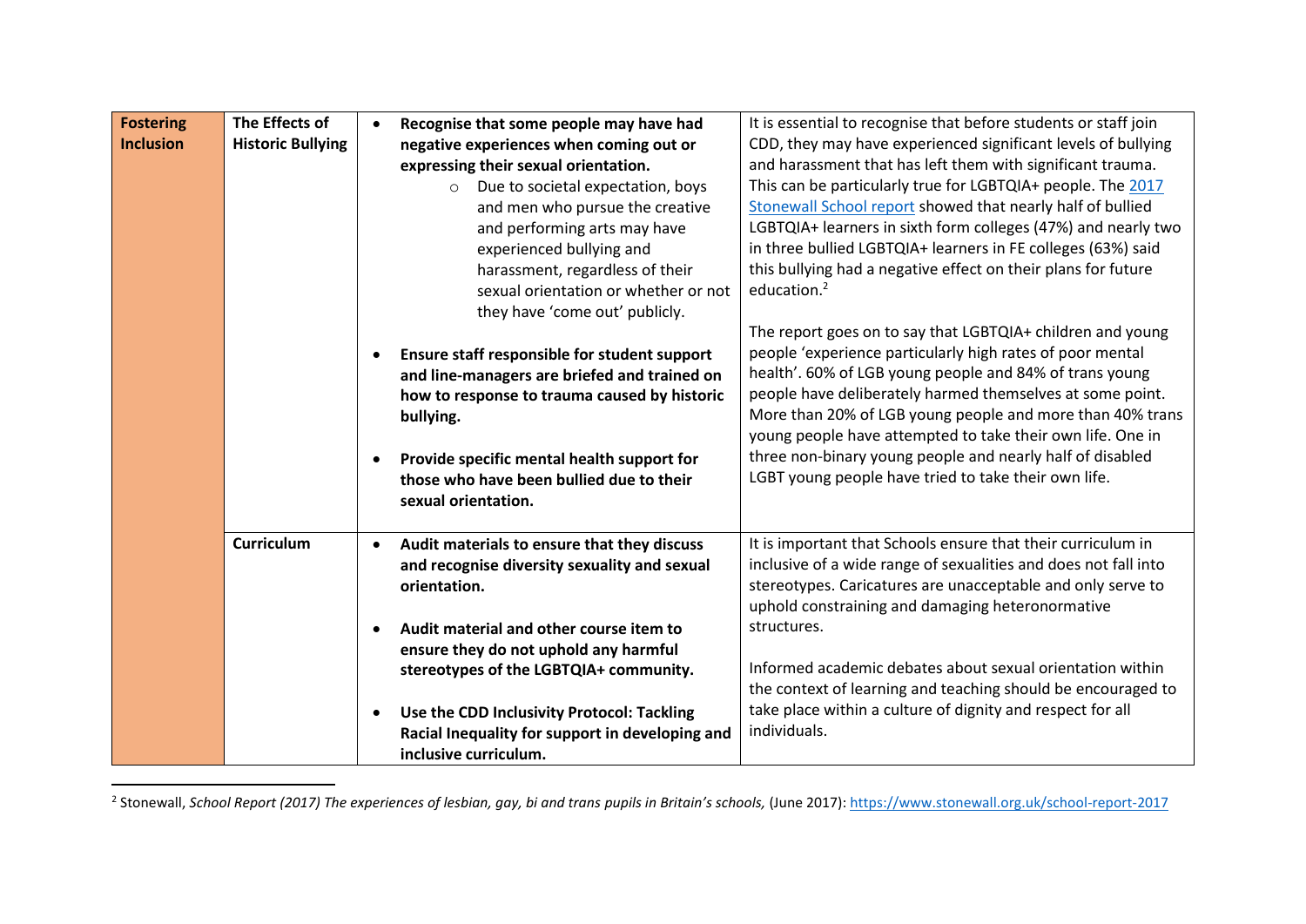| | | | |
|---|---|---|---|
| **Fostering Inclusion** | **The Effects of Historic Bullying** | • **Recognise that some people may have had negative experiences when coming out or expressing their sexual orientation.**<br>  ○ Due to societal expectation, boys and men who pursue the creative and performing arts may have experienced bullying and harassment, regardless of their sexual orientation or whether or not they have 'come out' publicly.<br><br>• **Ensure staff responsible for student support and line-managers are briefed and trained on how to response to trauma caused by historic bullying.**<br><br>• **Provide specific mental health support for those who have been bullied due to their sexual orientation.** | It is essential to recognise that before students or staff join CDD, they may have experienced significant levels of bullying and harassment that has left them with significant trauma. This can be particularly true for LGBTQIA+ people. The [2017 Stonewall School report](https://www.stonewall.org.uk/school-report-2017) showed that nearly half of bullied LGBTQIA+ learners in sixth form colleges (47%) and nearly two in three bullied LGBTQIA+ learners in FE colleges (63%) said this bullying had a negative effect on their plans for future education.[2]<br><br>The report goes on to say that LGBTQIA+ children and young people 'experience particularly high rates of poor mental health'. 60% of LGB young people and 84% of trans young people have deliberately harmed themselves at some point. More than 20% of LGB young people and more than 40% trans young people have attempted to take their own life. One in three non-binary young people and nearly half of disabled LGBT young people have tried to take their own life. |
| | **Curriculum** | • **Audit materials to ensure that they discuss and recognise diversity sexuality and sexual orientation.**<br><br>• **Audit material and other course item to ensure they do not uphold any harmful stereotypes of the LGBTQIA+ community.**<br><br>• **Use the CDD Inclusivity Protocol: Tackling Racial Inequality for support in developing and inclusive curriculum.** | It is important that Schools ensure that their curriculum in inclusive of a wide range of sexualities and does not fall into stereotypes. Caricatures are unacceptable and only serve to uphold constraining and damaging heteronormative structures.<br><br>Informed academic debates about sexual orientation within the context of learning and teaching should be encouraged to take place within a culture of dignity and respect for all individuals. |

[2] Stonewall, *School Report (2017) The experiences of lesbian, gay, bi and trans pupils in Britain's schools,* (June 2017): https://www.stonewall.org.uk/school-report-2017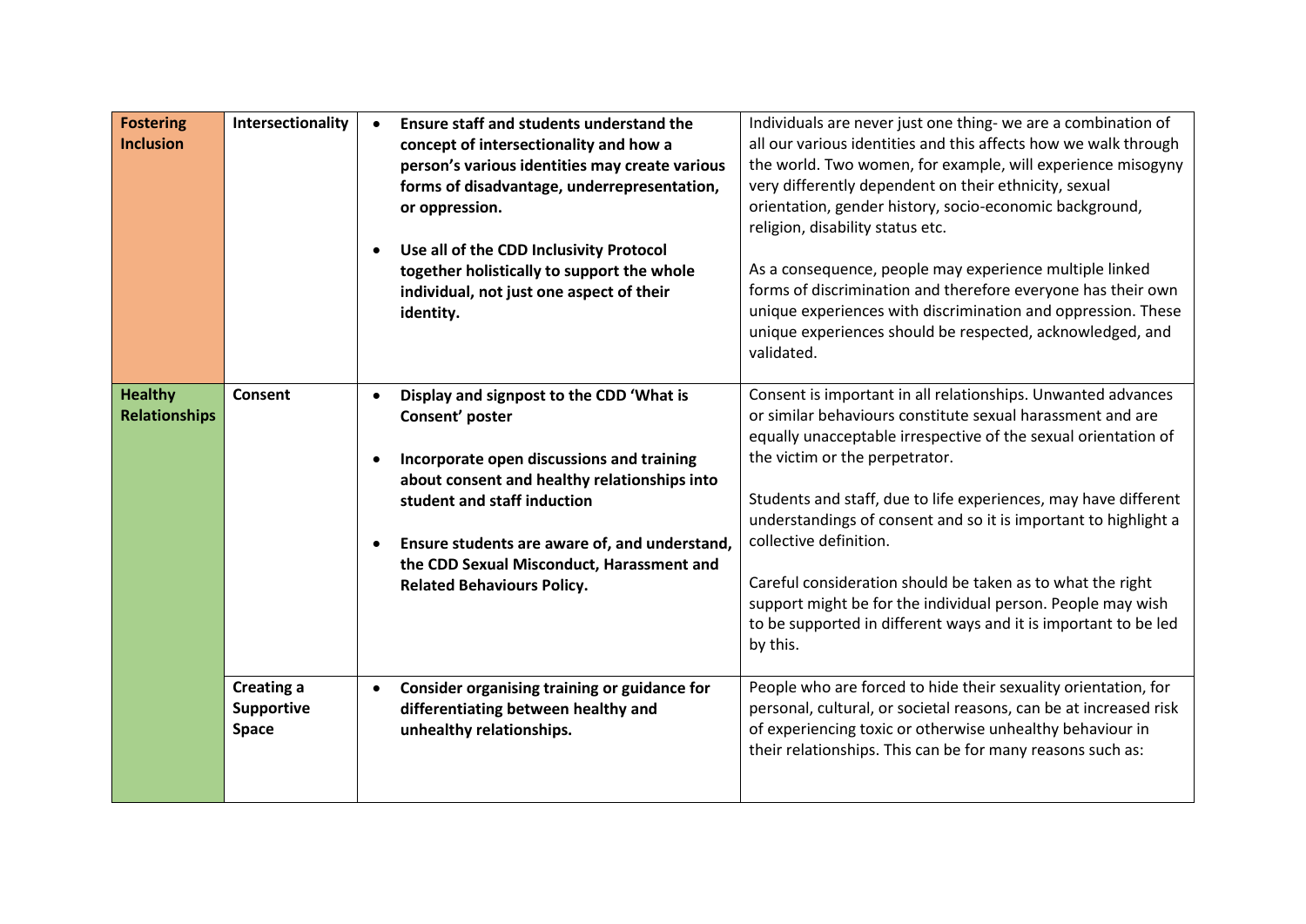| | | | |
|---|---|---|---|
| **Fostering Inclusion** | **Intersectionality** | • **Ensure staff and students understand the concept of intersectionality and how a person's various identities may create various forms of disadvantage, underrepresentation, or oppression.**<br><br>• **Use all of the CDD Inclusivity Protocol together holistically to support the whole individual, not just one aspect of their identity.** | Individuals are never just one thing- we are a combination of all our various identities and this affects how we walk through the world. Two women, for example, will experience misogyny very differently dependent on their ethnicity, sexual orientation, gender history, socio-economic background, religion, disability status etc.<br><br>As a consequence, people may experience multiple linked forms of discrimination and therefore everyone has their own unique experiences with discrimination and oppression. These unique experiences should be respected, acknowledged, and validated. |
| **Healthy Relationships** | **Consent** | • **Display and signpost to the CDD 'What is Consent' poster**<br><br>• **Incorporate open discussions and training about consent and healthy relationships into student and staff induction**<br><br>• **Ensure students are aware of, and understand, the CDD Sexual Misconduct, Harassment and Related Behaviours Policy.** | Consent is important in all relationships. Unwanted advances or similar behaviours constitute sexual harassment and are equally unacceptable irrespective of the sexual orientation of the victim or the perpetrator.<br><br>Students and staff, due to life experiences, may have different understandings of consent and so it is important to highlight a collective definition.<br><br>Careful consideration should be taken as to what the right support might be for the individual person. People may wish to be supported in different ways and it is important to be led by this. |
| | **Creating a Supportive Space** | • **Consider organising training or guidance for differentiating between healthy and unhealthy relationships.** | People who are forced to hide their sexuality orientation, for personal, cultural, or societal reasons, can be at increased risk of experiencing toxic or otherwise unhealthy behaviour in their relationships. This can be for many reasons such as: |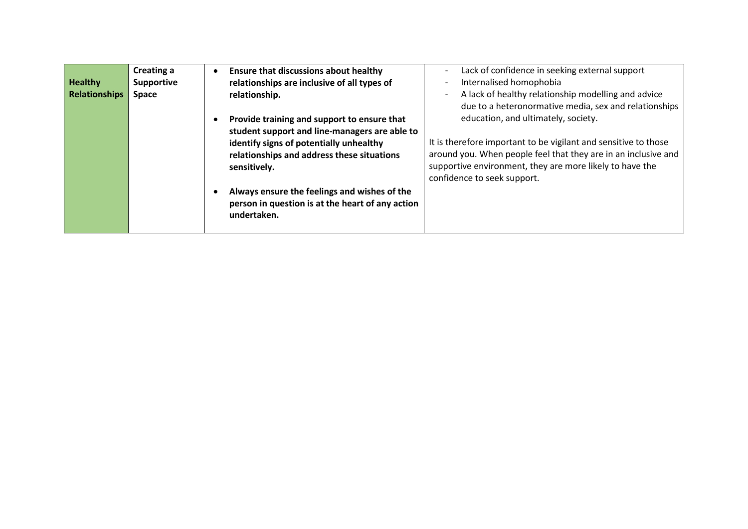| | | | |
|---|---|---|---|
| **Healthy Relationships** | **Creating a Supportive Space** | • **Ensure that discussions about healthy relationships are inclusive of all types of relationship.**<br><br>• **Provide training and support to ensure that student support and line-managers are able to identify signs of potentially unhealthy relationships and address these situations sensitively.**<br><br>• **Always ensure the feelings and wishes of the person in question is at the heart of any action undertaken.** | - Lack of confidence in seeking external support<br>- Internalised homophobia<br>- A lack of healthy relationship modelling and advice due to a heteronormative media, sex and relationships education, and ultimately, society.<br><br>It is therefore important to be vigilant and sensitive to those around you. When people feel that they are in an inclusive and supportive environment, they are more likely to have the confidence to seek support. |